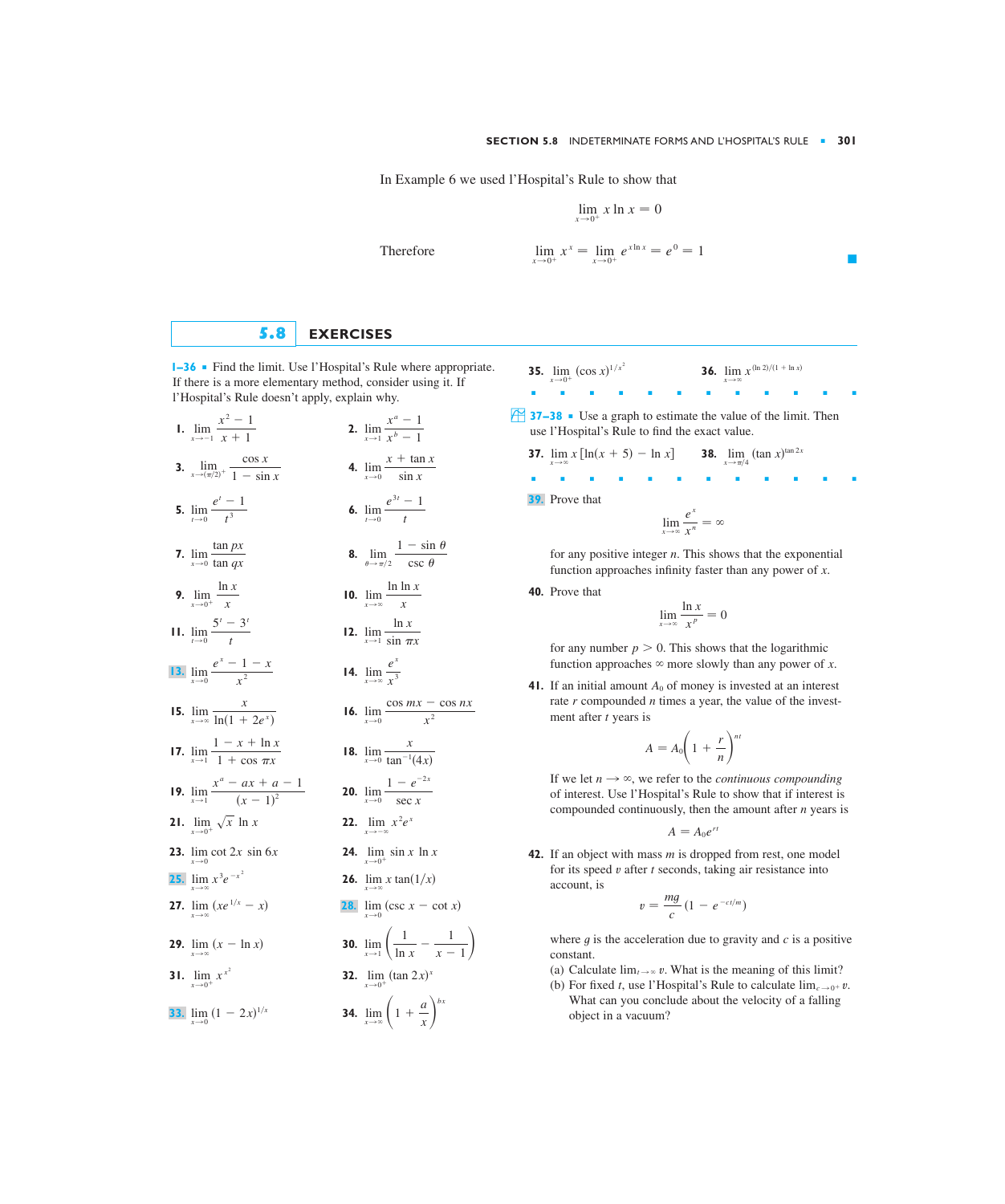In Example 6 we used l'Hospital's Rule to show that

$$\lim_{x \to 0^+} x \ln x = 0$$

Therefore

$$\lim_{x \to 0^+} x^x = \lim_{x \to 0^+} e^{x \ln x} = e^0 = 1$$

## 5.8 EXERCISES

**1–36** ▪ Find the limit. Use l'Hospital's Rule where appropriate. If there is a more elementary method, consider using it. If l'Hospital's Rule doesn't apply, explain why.

**1.** $\lim_{x \to -1} \frac{x^2 - 1}{x + 1}$

**2.** $\lim_{x \to 1} \frac{x^a - 1}{x^b - 1}$

**3.** $\lim_{x \to (\pi/2)^+} \frac{\cos x}{1 - \sin x}$

**4.** $\lim_{x \to 0} \frac{x + \tan x}{\sin x}$

**5.** $\lim_{t \to 0} \frac{e^t - 1}{t^3}$

**6.** $\lim_{t \to 0} \frac{e^{3t} - 1}{t}$

**7.** $\lim_{x \to 0} \frac{\tan px}{\tan qx}$

**8.** $\lim_{\theta \to \pi/2} \frac{1 - \sin \theta}{\csc \theta}$

**9.** $\lim_{x \to 0^+} \frac{\ln x}{x}$

**10.** $\lim_{x \to \infty} \frac{\ln \ln x}{x}$

**11.** $\lim_{t \to 0} \frac{5^t - 3^t}{t}$

**12.** $\lim_{x \to 1} \frac{\ln x}{\sin \pi x}$

**13.** $\lim_{x \to 0} \frac{e^x - 1 - x}{x^2}$

**14.** $\lim_{x \to \infty} \frac{e^x}{x^3}$

**15.** $\lim_{x \to \infty} \frac{x}{\ln(1 + 2e^x)}$

**16.** $\lim_{x \to 0} \frac{\cos mx - \cos nx}{x^2}$

**17.** $\lim_{x \to 1} \frac{1 - x + \ln x}{1 + \cos \pi x}$

**18.** $\lim_{x \to 0} \frac{x}{\tan^{-1}(4x)}$

**19.** $\lim_{x \to 1} \frac{x^a - ax + a - 1}{(x - 1)^2}$

**20.** $\lim_{x \to 0} \frac{1 - e^{-2x}}{\sec x}$

**21.** $\lim_{x \to 0^+} \sqrt{x} \ln x$

**22.** $\lim_{x \to -\infty} x^2 e^x$

**23.** $\lim_{x \to 0} \cot 2x \sin 6x$

**24.** $\lim_{x \to 0^+} \sin x \ln x$

**25.** $\lim_{x \to \infty} x^3 e^{-x^2}$

**26.** $\lim_{x \to \infty} x \tan(1/x)$

**27.** $\lim_{x \to \infty} (xe^{1/x} - x)$

**28.** $\lim_{x \to 0} (\csc x - \cot x)$

**29.** $\lim_{x \to \infty} (x - \ln x)$

**30.** $\lim_{x \to 1} \left( \frac{1}{\ln x} - \frac{1}{x - 1} \right)$

**31.** $\lim_{x \to 0^+} x^{x^2}$

**32.** $\lim_{x \to 0^+} (\tan 2x)^x$

**33.** $\lim_{x \to 0} (1 - 2x)^{1/x}$

**34.** $\lim_{x \to \infty} \left(1 + \frac{a}{x}\right)^{bx}$

**35.** $\lim_{x \to 0^+} (\cos x)^{1/x^2}$

**36.** $\lim_{x \to \infty} x^{(\ln 2)/(1 + \ln x)}$

**37–38** ▪ Use a graph to estimate the value of the limit. Then use l'Hospital's Rule to find the exact value.

**37.** $\lim_{x \to \infty} x\left[\ln(x + 5) - \ln x\right]$

**38.** $\lim_{x \to \pi/4} (\tan x)^{\tan 2x}$

**39.** Prove that

$$\lim_{x \to \infty} \frac{e^x}{x^n} = \infty$$

for any positive integer $n$. This shows that the exponential function approaches infinity faster than any power of $x$.

**40.** Prove that

$$\lim_{x \to \infty} \frac{\ln x}{x^p} = 0$$

for any number $p > 0$. This shows that the logarithmic function approaches $\infty$ more slowly than any power of $x$.

**41.** If an initial amount $A_0$ of money is invested at an interest rate $r$ compounded $n$ times a year, the value of the investment after $t$ years is

$$A = A_0\left(1 + \frac{r}{n}\right)^{nt}$$

If we let $n \to \infty$, we refer to the *continuous compounding* of interest. Use l'Hospital's Rule to show that if interest is compounded continuously, then the amount after $n$ years is

$$A = A_0 e^{rt}$$

**42.** If an object with mass $m$ is dropped from rest, one model for its speed $v$ after $t$ seconds, taking air resistance into account, is

$$v = \frac{mg}{c}\left(1 - e^{-ct/m}\right)$$

where $g$ is the acceleration due to gravity and $c$ is a positive constant.

(a) Calculate $\lim_{t \to \infty} v$. What is the meaning of this limit?

(b) For fixed $t$, use l'Hospital's Rule to calculate $\lim_{c \to 0^+} v$. What can you conclude about the velocity of a falling object in a vacuum?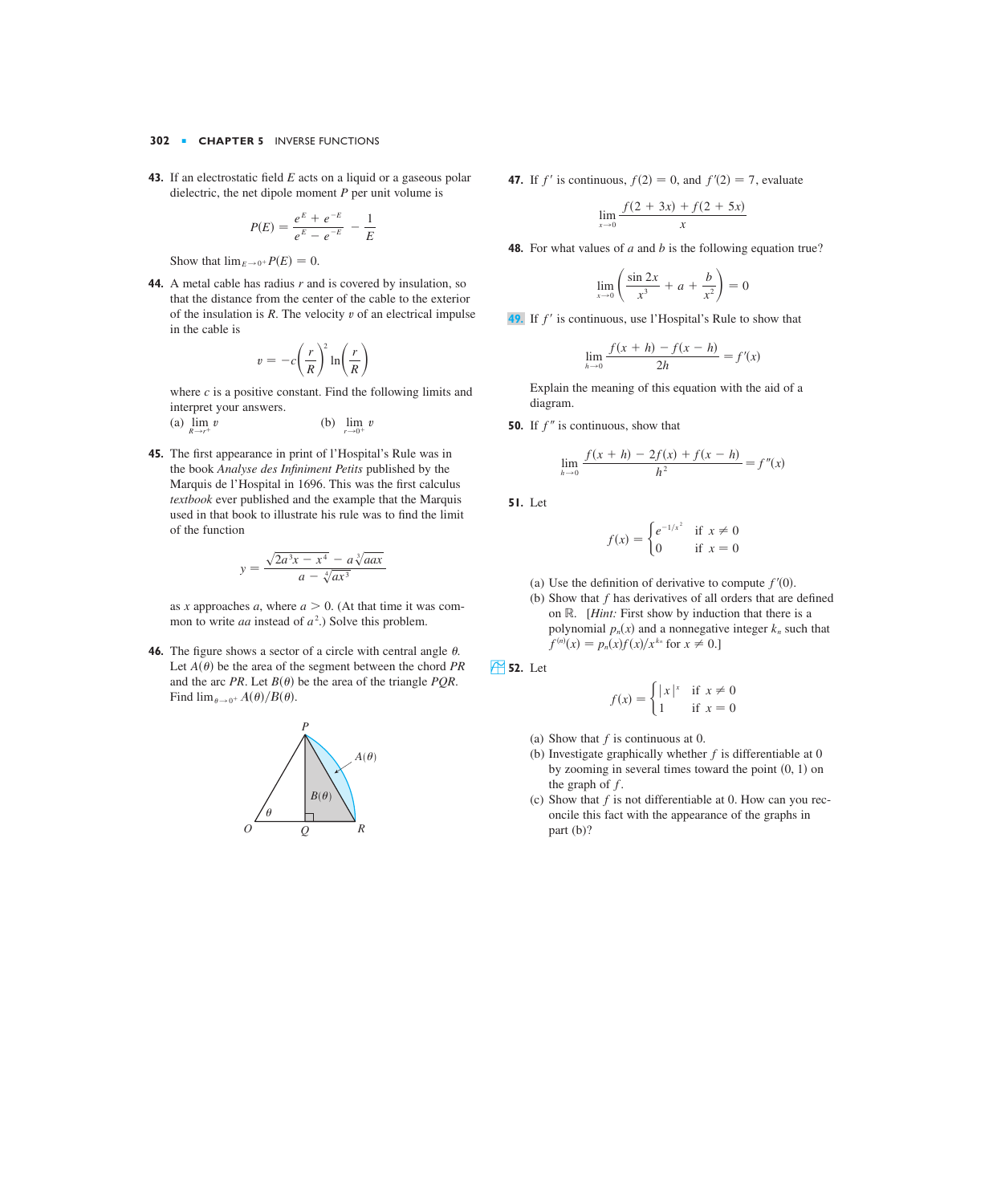**43.** If an electrostatic field $E$ acts on a liquid or a gaseous polar dielectric, the net dipole moment $P$ per unit volume is

$$P(E) = \frac{e^E + e^{-E}}{e^E - e^{-E}} - \frac{1}{E}$$

Show that $\lim_{E \to 0^+} P(E) = 0$.

**44.** A metal cable has radius $r$ and is covered by insulation, so that the distance from the center of the cable to the exterior of the insulation is $R$. The velocity $v$ of an electrical impulse in the cable is

$$v = -c\left(\frac{r}{R}\right)^2 \ln\left(\frac{r}{R}\right)$$

where $c$ is a positive constant. Find the following limits and interpret your answers.

(a) $\lim_{R \to r^+} v$ (b) $\lim_{r \to 0^+} v$

**45.** The first appearance in print of l'Hospital's Rule was in the book *Analyse des Infiniment Petits* published by the Marquis de l'Hospital in 1696. This was the first calculus *textbook* ever published and the example that the Marquis used in that book to illustrate his rule was to find the limit of the function

$$y = \frac{\sqrt{2a^3x - x^4} - a\sqrt[3]{aax}}{a - \sqrt[4]{ax^3}}$$

as $x$ approaches $a$, where $a > 0$. (At that time it was common to write $aa$ instead of $a^2$.) Solve this problem.

**46.** The figure shows a sector of a circle with central angle $\theta$. Let $A(\theta)$ be the area of the segment between the chord $PR$ and the arc $PR$. Let $B(\theta)$ be the area of the triangle $PQR$. Find $\lim_{\theta \to 0^+} A(\theta)/B(\theta)$.

P
A(θ)
B(θ)
θ
O Q R

**47.** If $f'$ is continuous, $f(2) = 0$, and $f'(2) = 7$, evaluate

$$\lim_{x \to 0} \frac{f(2 + 3x) + f(2 + 5x)}{x}$$

**48.** For what values of $a$ and $b$ is the following equation true?

$$\lim_{x \to 0} \left(\frac{\sin 2x}{x^3} + a + \frac{b}{x^2}\right) = 0$$

**49.** If $f'$ is continuous, use l'Hospital's Rule to show that

$$\lim_{h \to 0} \frac{f(x + h) - f(x - h)}{2h} = f'(x)$$

Explain the meaning of this equation with the aid of a diagram.

**50.** If $f''$ is continuous, show that

$$\lim_{h \to 0} \frac{f(x + h) - 2f(x) + f(x - h)}{h^2} = f''(x)$$

**51.** Let

$$f(x) = \begin{cases} e^{-1/x^2} & \text{if } x \neq 0 \\ 0 & \text{if } x = 0 \end{cases}$$

(a) Use the definition of derivative to compute $f'(0)$.

(b) Show that $f$ has derivatives of all orders that are defined on $\mathbb{R}$. [*Hint:* First show by induction that there is a polynomial $p_n(x)$ and a nonnegative integer $k_n$ such that $f^{(n)}(x) = p_n(x)f(x)/x^{k_n}$ for $x \neq 0$.]

**52.** Let

$$f(x) = \begin{cases} |x|^x & \text{if } x \neq 0 \\ 1 & \text{if } x = 0 \end{cases}$$

(a) Show that $f$ is continuous at 0.

(b) Investigate graphically whether $f$ is differentiable at 0 by zooming in several times toward the point $(0, 1)$ on the graph of $f$.

(c) Show that $f$ is not differentiable at 0. How can you reconcile this fact with the appearance of the graphs in part (b)?